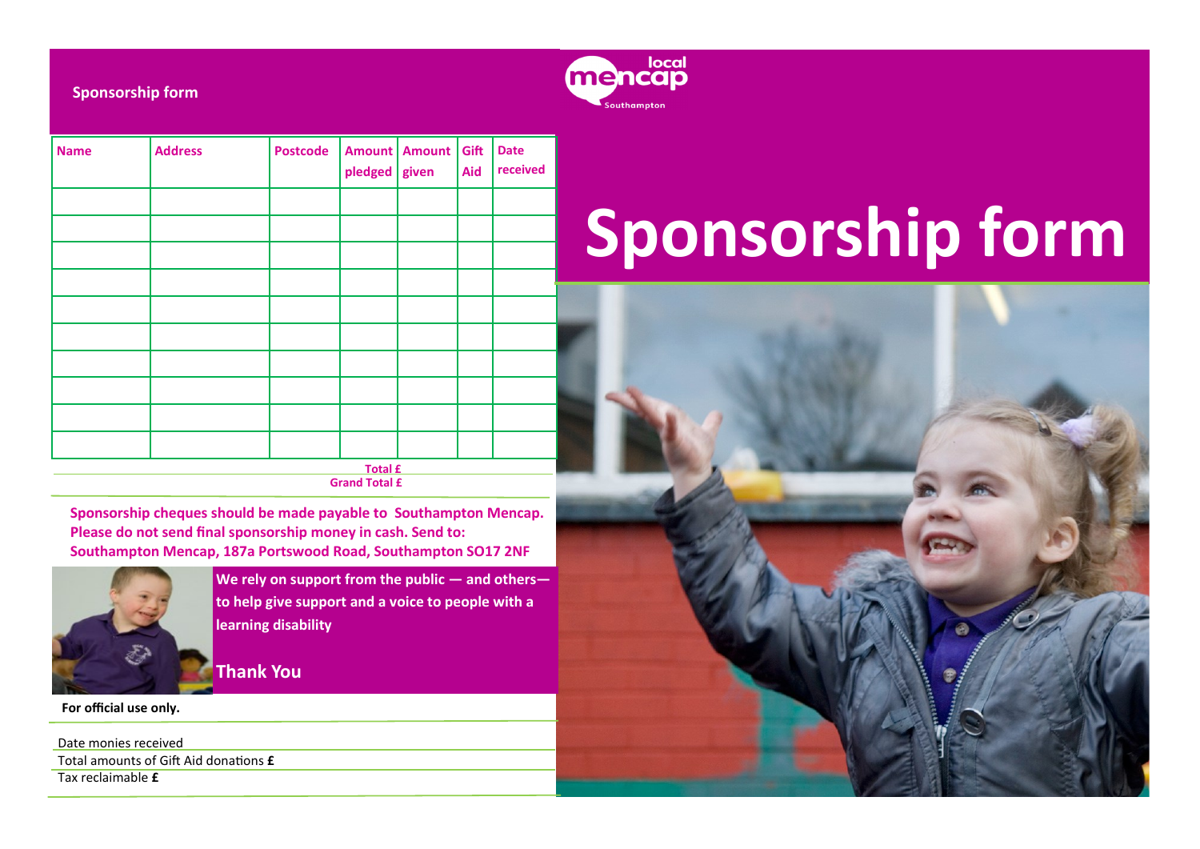## Sponsorship form

| Name | Address | Postcode | Amount pledged | Amount given | Gift Aid | Date received |
|---|---|---|---|---|---|---|
| | | | | | | |
| | | | | | | |
| | | | | | | |
| | | | | | | |
| | | | | | | |
| | | | | | | |
| | | | | | | |
| | | | | | | |
| | | | | | | |
| | | | | | | |

**Total £**

**Grand Total £**

**Sponsorship cheques should be made payable to Southampton Mencap. Please do not send final sponsorship money in cash. Send to: Southampton Mencap, 187a Portswood Road, Southampton SO17 2NF**

**We rely on support from the public — and others— to help give support and a voice to people with a learning disability**

**Thank You**

**For official use only.**

Date monies received

Total amounts of Gift Aid donations **£**

Tax reclaimable **£**

local mencap Southampton

# Sponsorship form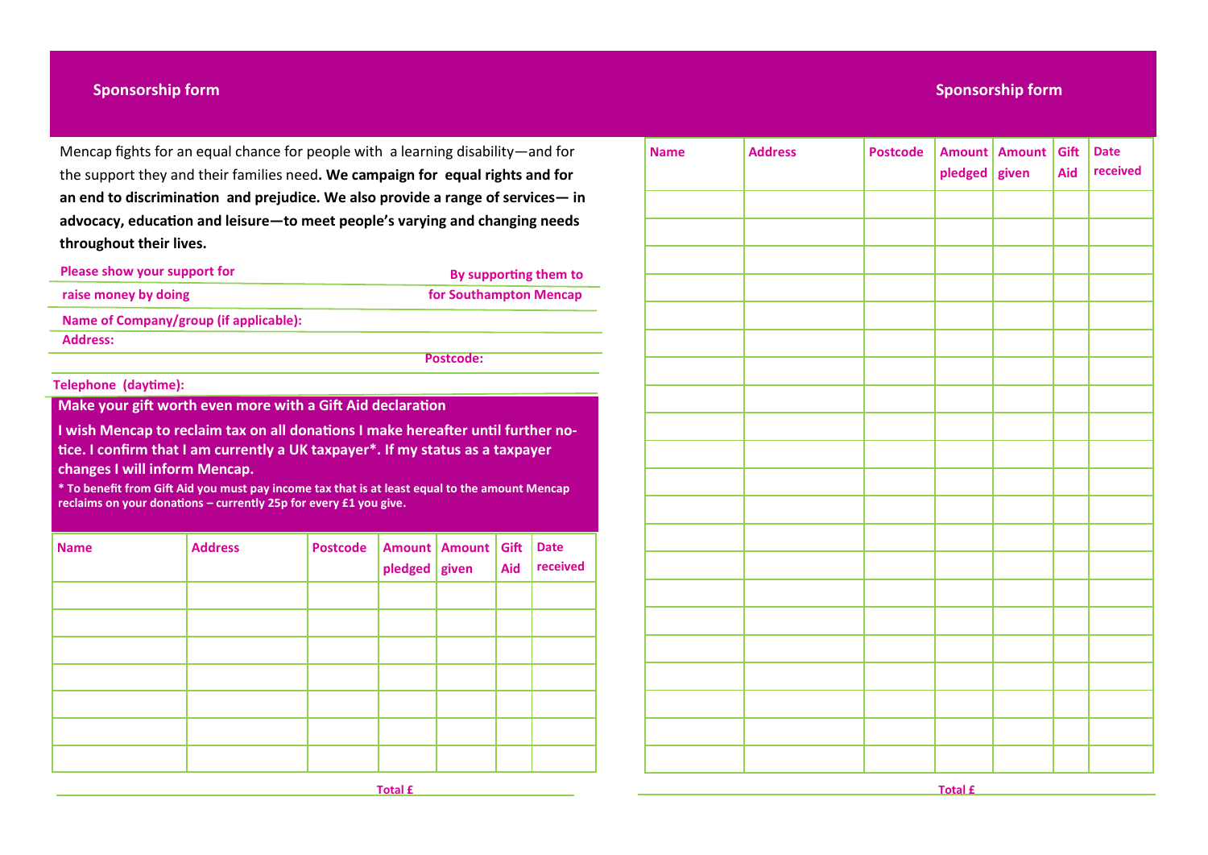## Sponsorship form

Mencap fights for an equal chance for people with a learning disability—and for the support they and their families need. **We campaign for equal rights and for an end to discrimination and prejudice. We also provide a range of services— in advocacy, education and leisure—to meet people's varying and changing needs throughout their lives.**

**Please show your support for** ______________________ **By supporting them to**

**raise money by doing** ______________________ **for Southampton Mencap**

**Name of Company/group (if applicable):**

**Address:**

**Postcode:**

**Telephone (daytime):**

**Make your gift worth even more with a Gift Aid declaration**

**I wish Mencap to reclaim tax on all donations I make hereafter until further notice. I confirm that I am currently a UK taxpayer*. If my status as a taxpayer changes I will inform Mencap.**

**\* To benefit from Gift Aid you must pay income tax that is at least equal to the amount Mencap reclaims on your donations – currently 25p for every £1 you give.**

| Name | Address | Postcode | Amount pledged | Amount given | Gift Aid | Date received |
|---|---|---|---|---|---|---|
| | | | | | | |
| | | | | | | |
| | | | | | | |
| | | | | | | |
| | | | | | | |
| | | | | | | |
| | | | | | | |

**Total £**

## Sponsorship form

| Name | Address | Postcode | Amount pledged | Amount given | Gift Aid | Date received |
|---|---|---|---|---|---|---|
| | | | | | | |
| | | | | | | |
| | | | | | | |
| | | | | | | |
| | | | | | | |
| | | | | | | |
| | | | | | | |
| | | | | | | |
| | | | | | | |
| | | | | | | |
| | | | | | | |
| | | | | | | |
| | | | | | | |
| | | | | | | |
| | | | | | | |
| | | | | | | |
| | | | | | | |
| | | | | | | |
| | | | | | | |
| | | | | | | |
| | | | | | | |
| | | | | | | |
| | | | | | | |

**Total £**